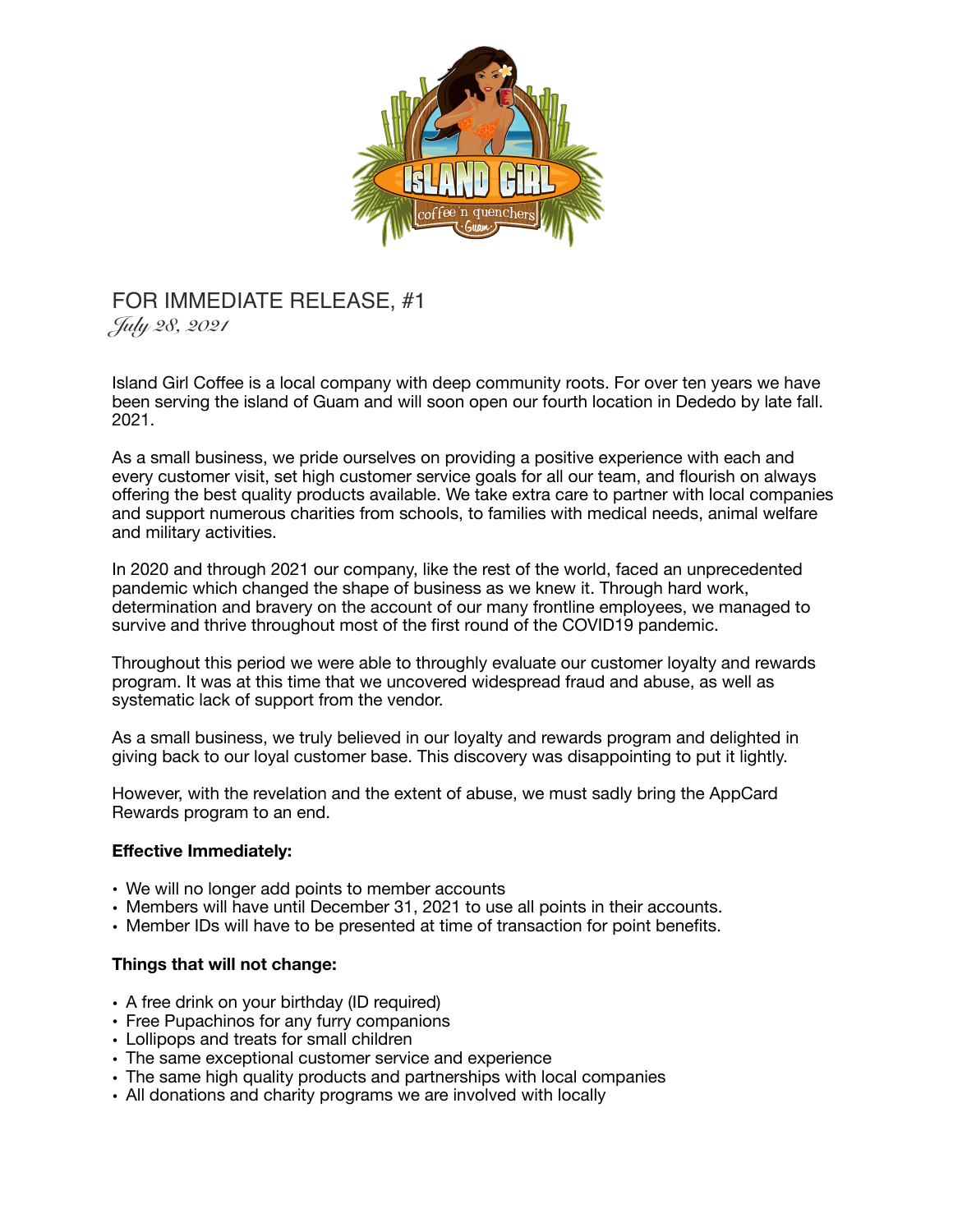FOR IMMEDIATE RELEASE, #1

*July 28, 2021*

Island Girl Coffee is a local company with deep community roots. For over ten years we have been serving the island of Guam and will soon open our fourth location in Dededo by late fall. 2021.

As a small business, we pride ourselves on providing a positive experience with each and every customer visit, set high customer service goals for all our team, and flourish on always offering the best quality products available. We take extra care to partner with local companies and support numerous charities from schools, to families with medical needs, animal welfare and military activities.

In 2020 and through 2021 our company, like the rest of the world, faced an unprecedented pandemic which changed the shape of business as we knew it. Through hard work, determination and bravery on the account of our many frontline employees, we managed to survive and thrive throughout most of the first round of the COVID19 pandemic.

Throughout this period we were able to throughly evaluate our customer loyalty and rewards program. It was at this time that we uncovered widespread fraud and abuse, as well as systematic lack of support from the vendor.

As a small business, we truly believed in our loyalty and rewards program and delighted in giving back to our loyal customer base. This discovery was disappointing to put it lightly.

However, with the revelation and the extent of abuse, we must sadly bring the AppCard Rewards program to an end.

**Effective Immediately:**

- We will no longer add points to member accounts
- Members will have until December 31, 2021 to use all points in their accounts.
- Member IDs will have to be presented at time of transaction for point benefits.

**Things that will not change:**

- A free drink on your birthday (ID required)
- Free Pupachinos for any furry companions
- Lollipops and treats for small children
- The same exceptional customer service and experience
- The same high quality products and partnerships with local companies
- All donations and charity programs we are involved with locally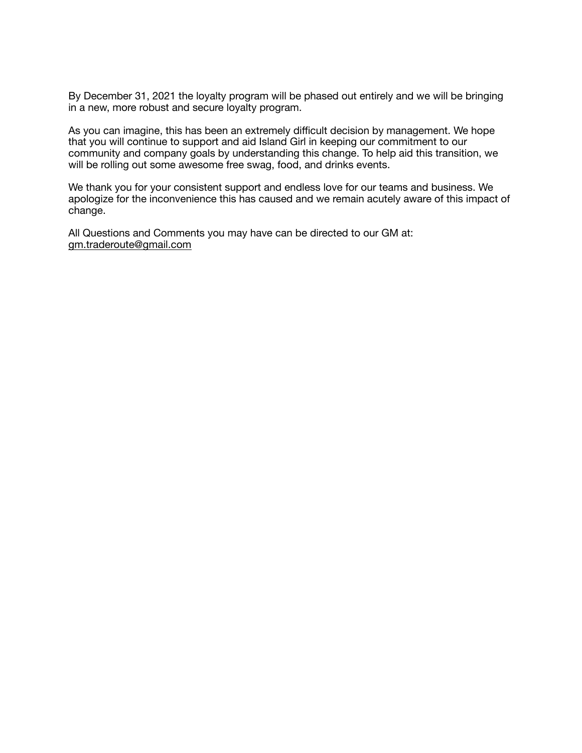By December 31, 2021 the loyalty program will be phased out entirely and we will be bringing in a new, more robust and secure loyalty program.

As you can imagine, this has been an extremely difficult decision by management. We hope that you will continue to support and aid Island Girl in keeping our commitment to our community and company goals by understanding this change. To help aid this transition, we will be rolling out some awesome free swag, food, and drinks events.

We thank you for your consistent support and endless love for our teams and business. We apologize for the inconvenience this has caused and we remain acutely aware of this impact of change.

All Questions and Comments you may have can be directed to our GM at:
gm.traderoute@gmail.com